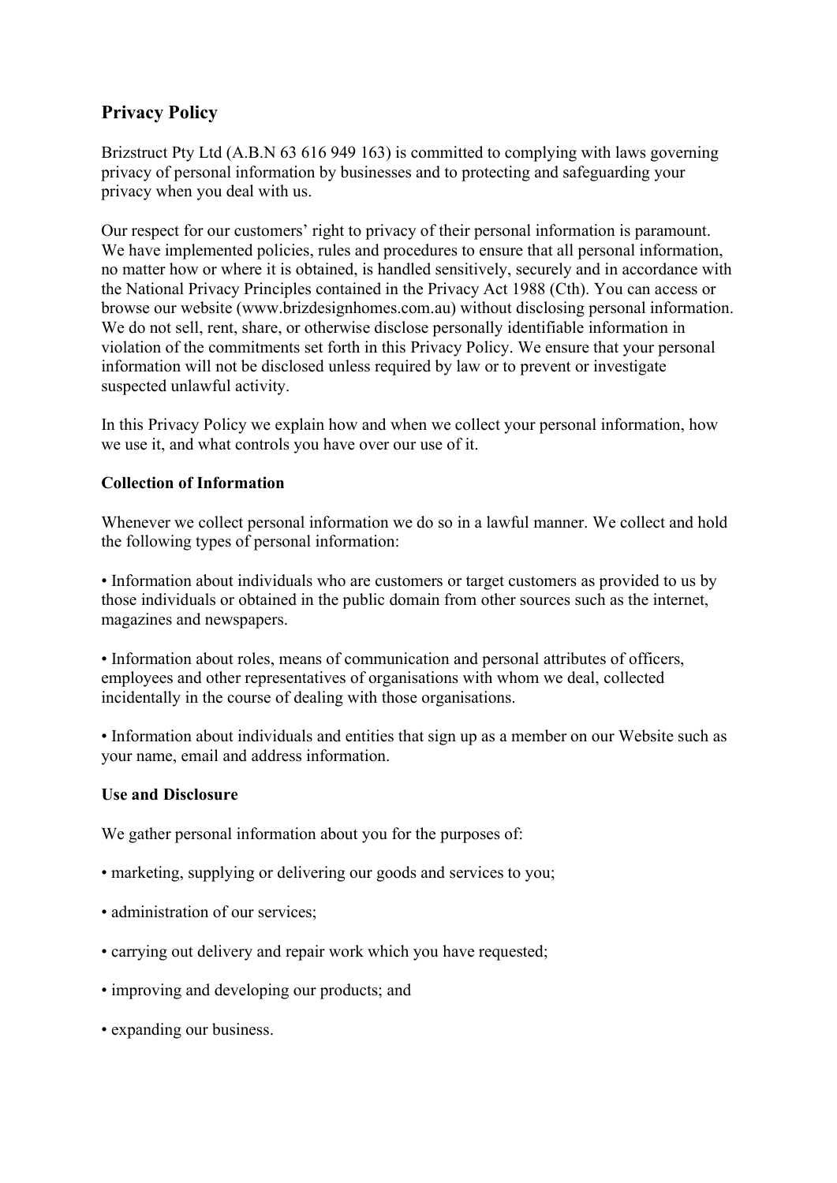# Privacy Policy

Brizstruct Pty Ltd (A.B.N 63 616 949 163) is committed to complying with laws governing privacy of personal information by businesses and to protecting and safeguarding your privacy when you deal with us.

Our respect for our customers' right to privacy of their personal information is paramount. We have implemented policies, rules and procedures to ensure that all personal information, no matter how or where it is obtained, is handled sensitively, securely and in accordance with the National Privacy Principles contained in the Privacy Act 1988 (Cth). You can access or browse our website (www.brizdesignhomes.com.au) without disclosing personal information. We do not sell, rent, share, or otherwise disclose personally identifiable information in violation of the commitments set forth in this Privacy Policy. We ensure that your personal information will not be disclosed unless required by law or to prevent or investigate suspected unlawful activity.

In this Privacy Policy we explain how and when we collect your personal information, how we use it, and what controls you have over our use of it.

**Collection of Information**

Whenever we collect personal information we do so in a lawful manner. We collect and hold the following types of personal information:

- Information about individuals who are customers or target customers as provided to us by those individuals or obtained in the public domain from other sources such as the internet, magazines and newspapers.

- Information about roles, means of communication and personal attributes of officers, employees and other representatives of organisations with whom we deal, collected incidentally in the course of dealing with those organisations.

- Information about individuals and entities that sign up as a member on our Website such as your name, email and address information.

**Use and Disclosure**

We gather personal information about you for the purposes of:

- marketing, supplying or delivering our goods and services to you;

- administration of our services;

- carrying out delivery and repair work which you have requested;

- improving and developing our products; and

- expanding our business.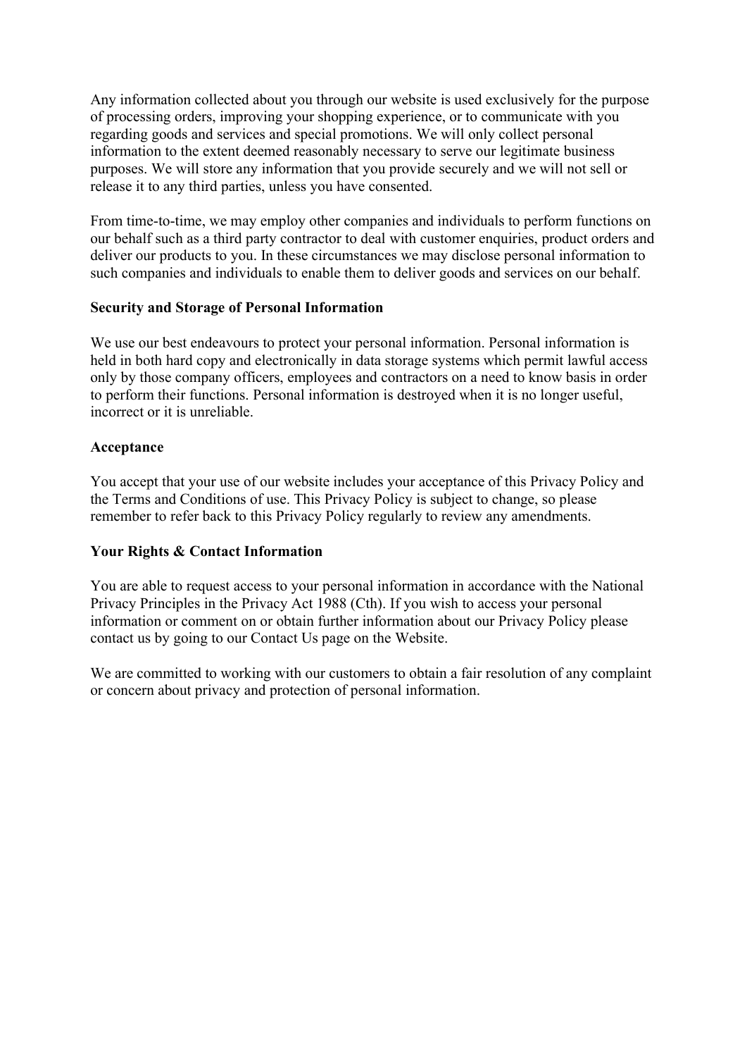Any information collected about you through our website is used exclusively for the purpose of processing orders, improving your shopping experience, or to communicate with you regarding goods and services and special promotions. We will only collect personal information to the extent deemed reasonably necessary to serve our legitimate business purposes. We will store any information that you provide securely and we will not sell or release it to any third parties, unless you have consented.

From time-to-time, we may employ other companies and individuals to perform functions on our behalf such as a third party contractor to deal with customer enquiries, product orders and deliver our products to you. In these circumstances we may disclose personal information to such companies and individuals to enable them to deliver goods and services on our behalf.

**Security and Storage of Personal Information**

We use our best endeavours to protect your personal information. Personal information is held in both hard copy and electronically in data storage systems which permit lawful access only by those company officers, employees and contractors on a need to know basis in order to perform their functions. Personal information is destroyed when it is no longer useful, incorrect or it is unreliable.

**Acceptance**

You accept that your use of our website includes your acceptance of this Privacy Policy and the Terms and Conditions of use. This Privacy Policy is subject to change, so please remember to refer back to this Privacy Policy regularly to review any amendments.

**Your Rights & Contact Information**

You are able to request access to your personal information in accordance with the National Privacy Principles in the Privacy Act 1988 (Cth). If you wish to access your personal information or comment on or obtain further information about our Privacy Policy please contact us by going to our Contact Us page on the Website.

We are committed to working with our customers to obtain a fair resolution of any complaint or concern about privacy and protection of personal information.